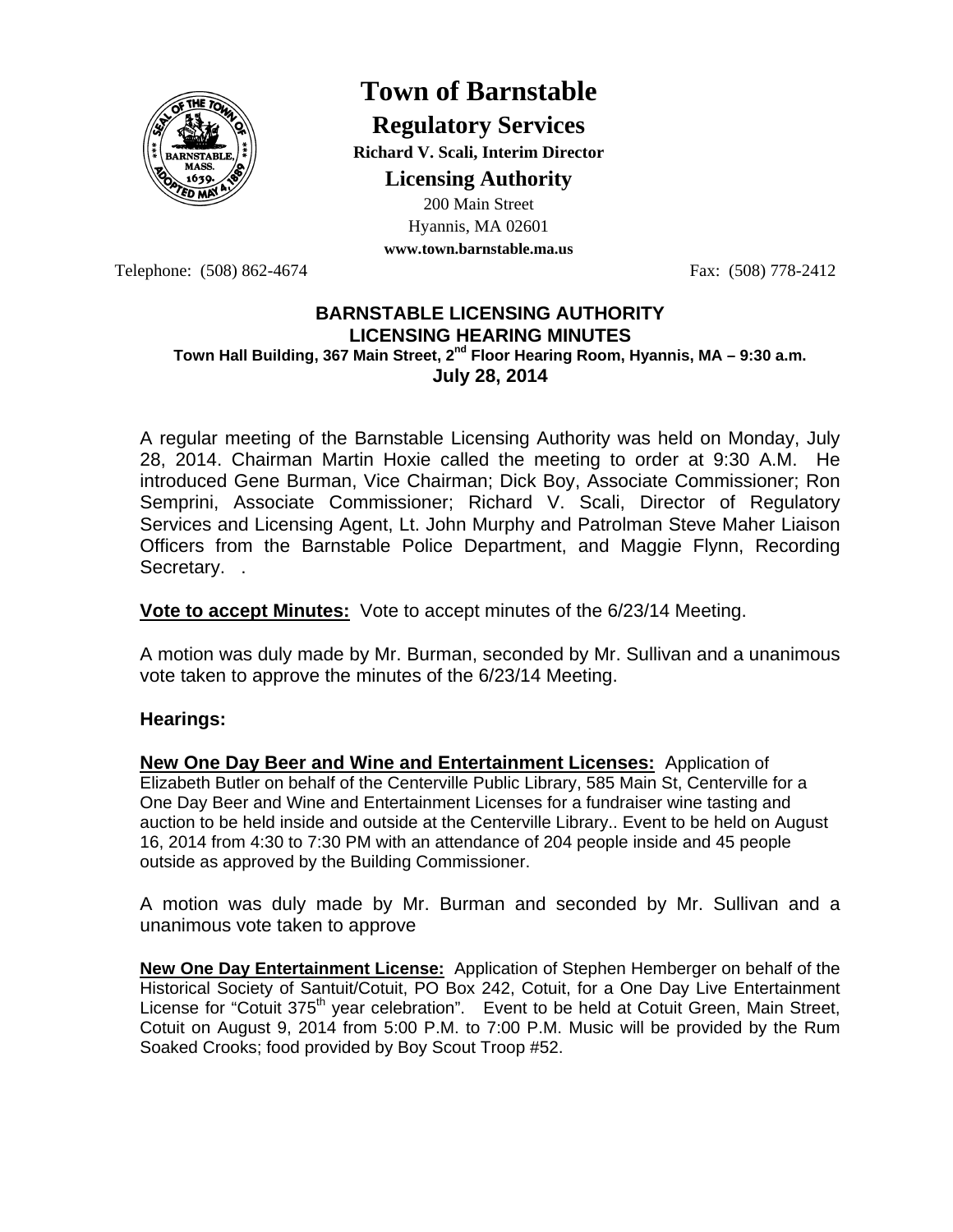# Town of Barnstable

## Regulatory Services

**Richard V. Scali, Interim Director**

## Licensing Authority

200 Main Street
Hyannis, MA 02601
**www.town.barnstable.ma.us**

Telephone: (508) 862-4674 Fax: (508) 778-2412

**BARNSTABLE LICENSING AUTHORITY**
**LICENSING HEARING MINUTES**
**Town Hall Building, 367 Main Street, 2nd Floor Hearing Room, Hyannis, MA – 9:30 a.m.**
**July 28, 2014**

A regular meeting of the Barnstable Licensing Authority was held on Monday, July 28, 2014. Chairman Martin Hoxie called the meeting to order at 9:30 A.M. He introduced Gene Burman, Vice Chairman; Dick Boy, Associate Commissioner; Ron Semprini, Associate Commissioner; Richard V. Scali, Director of Regulatory Services and Licensing Agent, Lt. John Murphy and Patrolman Steve Maher Liaison Officers from the Barnstable Police Department, and Maggie Flynn, Recording Secretary. .

**Vote to accept Minutes:** Vote to accept minutes of the 6/23/14 Meeting.

A motion was duly made by Mr. Burman, seconded by Mr. Sullivan and a unanimous vote taken to approve the minutes of the 6/23/14 Meeting.

### Hearings:

**New One Day Beer and Wine and Entertainment Licenses:** Application of Elizabeth Butler on behalf of the Centerville Public Library, 585 Main St, Centerville for a One Day Beer and Wine and Entertainment Licenses for a fundraiser wine tasting and auction to be held inside and outside at the Centerville Library.. Event to be held on August 16, 2014 from 4:30 to 7:30 PM with an attendance of 204 people inside and 45 people outside as approved by the Building Commissioner.

A motion was duly made by Mr. Burman and seconded by Mr. Sullivan and a unanimous vote taken to approve

**New One Day Entertainment License:** Application of Stephen Hemberger on behalf of the Historical Society of Santuit/Cotuit, PO Box 242, Cotuit, for a One Day Live Entertainment License for "Cotuit 375th year celebration". Event to be held at Cotuit Green, Main Street, Cotuit on August 9, 2014 from 5:00 P.M. to 7:00 P.M. Music will be provided by the Rum Soaked Crooks; food provided by Boy Scout Troop #52.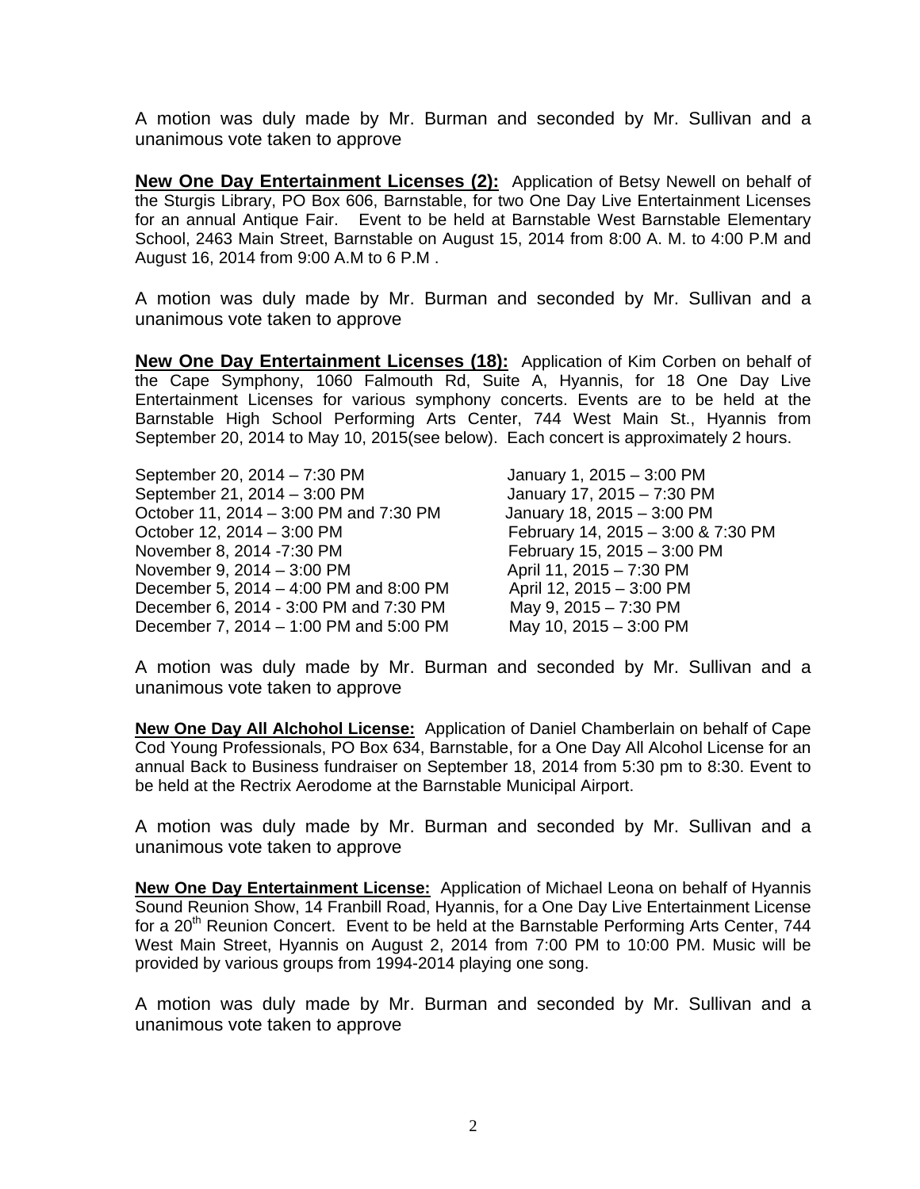A motion was duly made by Mr. Burman and seconded by Mr. Sullivan and a unanimous vote taken to approve

**New One Day Entertainment Licenses (2):** Application of Betsy Newell on behalf of the Sturgis Library, PO Box 606, Barnstable, for two One Day Live Entertainment Licenses for an annual Antique Fair. Event to be held at Barnstable West Barnstable Elementary School, 2463 Main Street, Barnstable on August 15, 2014 from 8:00 A. M. to 4:00 P.M and August 16, 2014 from 9:00 A.M to 6 P.M .

A motion was duly made by Mr. Burman and seconded by Mr. Sullivan and a unanimous vote taken to approve

**New One Day Entertainment Licenses (18):** Application of Kim Corben on behalf of the Cape Symphony, 1060 Falmouth Rd, Suite A, Hyannis, for 18 One Day Live Entertainment Licenses for various symphony concerts. Events are to be held at the Barnstable High School Performing Arts Center, 744 West Main St., Hyannis from September 20, 2014 to May 10, 2015(see below). Each concert is approximately 2 hours.

September 20, 2014 – 7:30 PM
September 21, 2014 – 3:00 PM
October 11, 2014 – 3:00 PM and 7:30 PM
October 12, 2014 – 3:00 PM
November 8, 2014 -7:30 PM
November 9, 2014 – 3:00 PM
December 5, 2014 – 4:00 PM and 8:00 PM
December 6, 2014 - 3:00 PM and 7:30 PM
December 7, 2014 – 1:00 PM and 5:00 PM
January 1, 2015 – 3:00 PM
January 17, 2015 – 7:30 PM
January 18, 2015 – 3:00 PM
February 14, 2015 – 3:00 & 7:30 PM
February 15, 2015 – 3:00 PM
April 11, 2015 – 7:30 PM
April 12, 2015 – 3:00 PM
May 9, 2015 – 7:30 PM
May 10, 2015 – 3:00 PM

A motion was duly made by Mr. Burman and seconded by Mr. Sullivan and a unanimous vote taken to approve

**New One Day All Alchohol License:** Application of Daniel Chamberlain on behalf of Cape Cod Young Professionals, PO Box 634, Barnstable, for a One Day All Alcohol License for an annual Back to Business fundraiser on September 18, 2014 from 5:30 pm to 8:30. Event to be held at the Rectrix Aerodome at the Barnstable Municipal Airport.

A motion was duly made by Mr. Burman and seconded by Mr. Sullivan and a unanimous vote taken to approve

**New One Day Entertainment License:** Application of Michael Leona on behalf of Hyannis Sound Reunion Show, 14 Franbill Road, Hyannis, for a One Day Live Entertainment License for a 20th Reunion Concert. Event to be held at the Barnstable Performing Arts Center, 744 West Main Street, Hyannis on August 2, 2014 from 7:00 PM to 10:00 PM. Music will be provided by various groups from 1994-2014 playing one song.

A motion was duly made by Mr. Burman and seconded by Mr. Sullivan and a unanimous vote taken to approve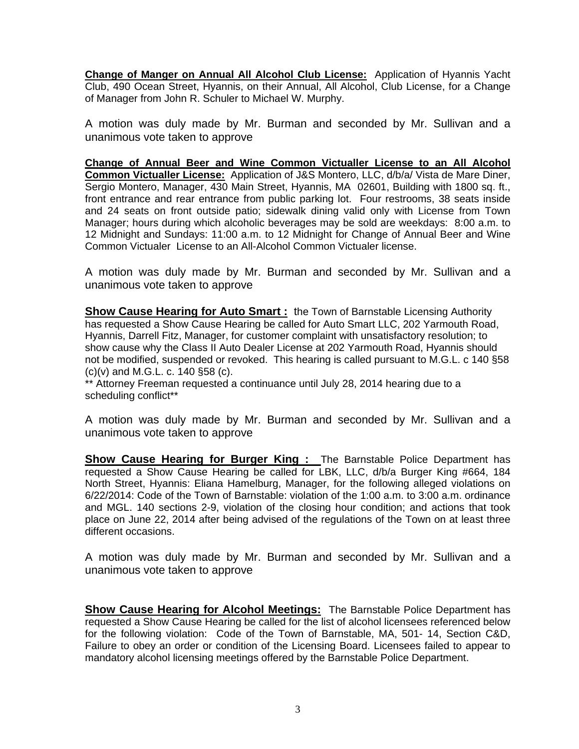**Change of Manger on Annual All Alcohol Club License:** Application of Hyannis Yacht Club, 490 Ocean Street, Hyannis, on their Annual, All Alcohol, Club License, for a Change of Manager from John R. Schuler to Michael W. Murphy.

A motion was duly made by Mr. Burman and seconded by Mr. Sullivan and a unanimous vote taken to approve

**Change of Annual Beer and Wine Common Victualler License to an All Alcohol Common Victualler License:** Application of J&S Montero, LLC, d/b/a/ Vista de Mare Diner, Sergio Montero, Manager, 430 Main Street, Hyannis, MA 02601, Building with 1800 sq. ft., front entrance and rear entrance from public parking lot. Four restrooms, 38 seats inside and 24 seats on front outside patio; sidewalk dining valid only with License from Town Manager; hours during which alcoholic beverages may be sold are weekdays: 8:00 a.m. to 12 Midnight and Sundays: 11:00 a.m. to 12 Midnight for Change of Annual Beer and Wine Common Victualer License to an All-Alcohol Common Victualer license.

A motion was duly made by Mr. Burman and seconded by Mr. Sullivan and a unanimous vote taken to approve

**Show Cause Hearing for Auto Smart :** the Town of Barnstable Licensing Authority has requested a Show Cause Hearing be called for Auto Smart LLC, 202 Yarmouth Road, Hyannis, Darrell Fitz, Manager, for customer complaint with unsatisfactory resolution; to show cause why the Class II Auto Dealer License at 202 Yarmouth Road, Hyannis should not be modified, suspended or revoked. This hearing is called pursuant to M.G.L. c 140 §58 (c)(v) and M.G.L. c. 140 §58 (c).
** Attorney Freeman requested a continuance until July 28, 2014 hearing due to a scheduling conflict**

A motion was duly made by Mr. Burman and seconded by Mr. Sullivan and a unanimous vote taken to approve

**Show Cause Hearing for Burger King :** The Barnstable Police Department has requested a Show Cause Hearing be called for LBK, LLC, d/b/a Burger King #664, 184 North Street, Hyannis: Eliana Hamelburg, Manager, for the following alleged violations on 6/22/2014: Code of the Town of Barnstable: violation of the 1:00 a.m. to 3:00 a.m. ordinance and MGL. 140 sections 2-9, violation of the closing hour condition; and actions that took place on June 22, 2014 after being advised of the regulations of the Town on at least three different occasions.

A motion was duly made by Mr. Burman and seconded by Mr. Sullivan and a unanimous vote taken to approve

**Show Cause Hearing for Alcohol Meetings:** The Barnstable Police Department has requested a Show Cause Hearing be called for the list of alcohol licensees referenced below for the following violation: Code of the Town of Barnstable, MA, 501- 14, Section C&D, Failure to obey an order or condition of the Licensing Board. Licensees failed to appear to mandatory alcohol licensing meetings offered by the Barnstable Police Department.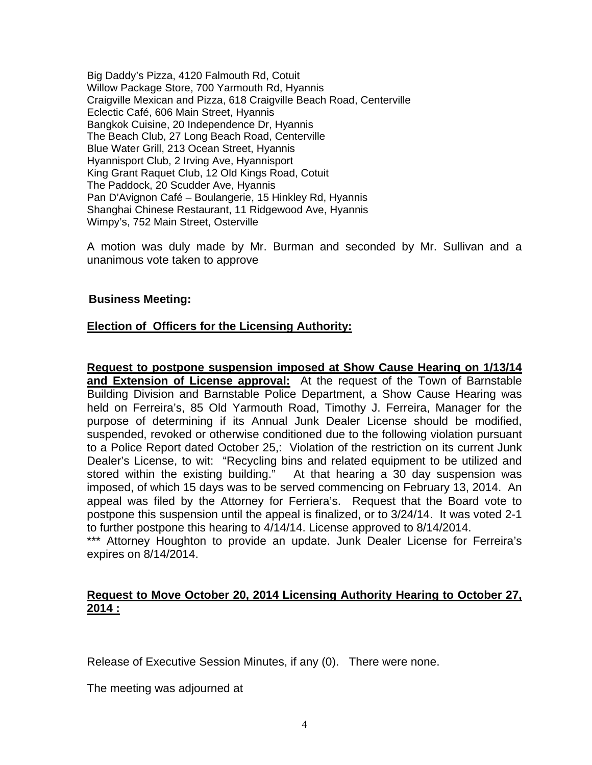Big Daddy's Pizza, 4120 Falmouth Rd, Cotuit
Willow Package Store, 700 Yarmouth Rd, Hyannis
Craigville Mexican and Pizza, 618 Craigville Beach Road, Centerville
Eclectic Café, 606 Main Street, Hyannis
Bangkok Cuisine, 20 Independence Dr, Hyannis
The Beach Club, 27 Long Beach Road, Centerville
Blue Water Grill, 213 Ocean Street, Hyannis
Hyannisport Club, 2 Irving Ave, Hyannisport
King Grant Raquet Club, 12 Old Kings Road, Cotuit
The Paddock, 20 Scudder Ave, Hyannis
Pan D'Avignon Café – Boulangerie, 15 Hinkley Rd, Hyannis
Shanghai Chinese Restaurant, 11 Ridgewood Ave, Hyannis
Wimpy's, 752 Main Street, Osterville

A motion was duly made by Mr. Burman and seconded by Mr. Sullivan and a unanimous vote taken to approve

**Business Meeting:**

**<u>Election of Officers for the Licensing Authority:</u>**

**<u>Request to postpone suspension imposed at Show Cause Hearing on 1/13/14 and Extension of License approval:</u>** At the request of the Town of Barnstable Building Division and Barnstable Police Department, a Show Cause Hearing was held on Ferreira's, 85 Old Yarmouth Road, Timothy J. Ferreira, Manager for the purpose of determining if its Annual Junk Dealer License should be modified, suspended, revoked or otherwise conditioned due to the following violation pursuant to a Police Report dated October 25,: Violation of the restriction on its current Junk Dealer's License, to wit: "Recycling bins and related equipment to be utilized and stored within the existing building." At that hearing a 30 day suspension was imposed, of which 15 days was to be served commencing on February 13, 2014. An appeal was filed by the Attorney for Ferriera's. Request that the Board vote to postpone this suspension until the appeal is finalized, or to 3/24/14. It was voted 2-1 to further postpone this hearing to 4/14/14. License approved to 8/14/2014.
*** Attorney Houghton to provide an update. Junk Dealer License for Ferreira's expires on 8/14/2014.

**<u>Request to Move October 20, 2014 Licensing Authority Hearing to October 27, 2014 :</u>**

Release of Executive Session Minutes, if any (0). There were none.

The meeting was adjourned at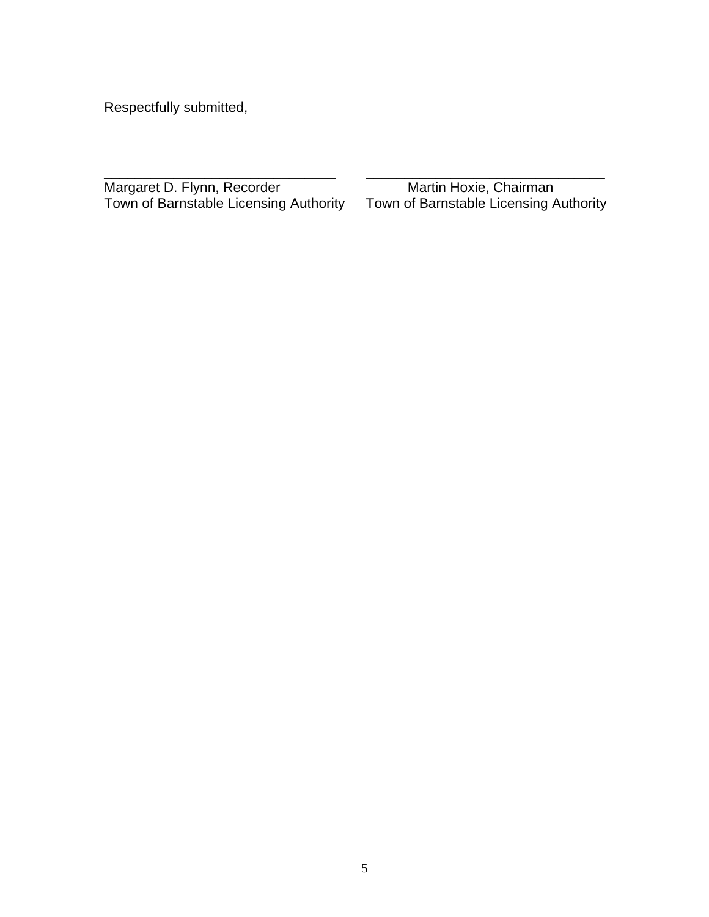Respectfully submitted,

| | |
|---|---|
| _______________________________ | _______________________________ |
| Margaret D. Flynn, Recorder | Martin Hoxie, Chairman |
| Town of Barnstable Licensing Authority | Town of Barnstable Licensing Authority |